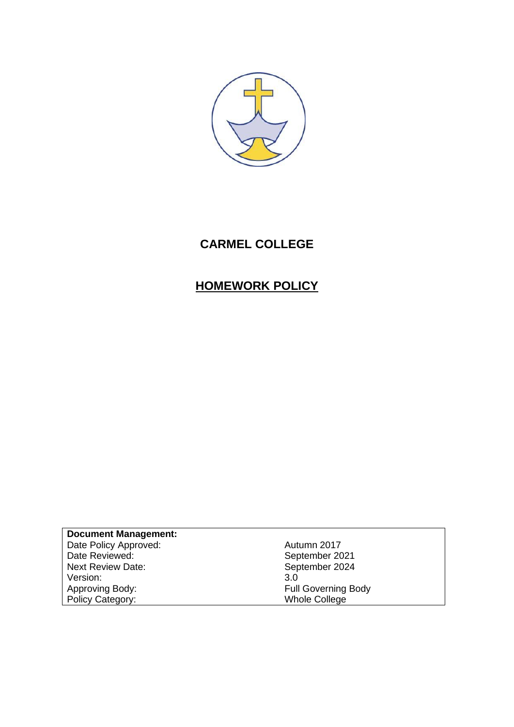# CARMEL COLLEGE

## HOMEWORK POLICY

| **Document Management:** | |
|---|---|
| Date Policy Approved: | Autumn 2017 |
| Date Reviewed: | September 2021 |
| Next Review Date: | September 2024 |
| Version: | 3.0 |
| Approving Body: | Full Governing Body |
| Policy Category: | Whole College |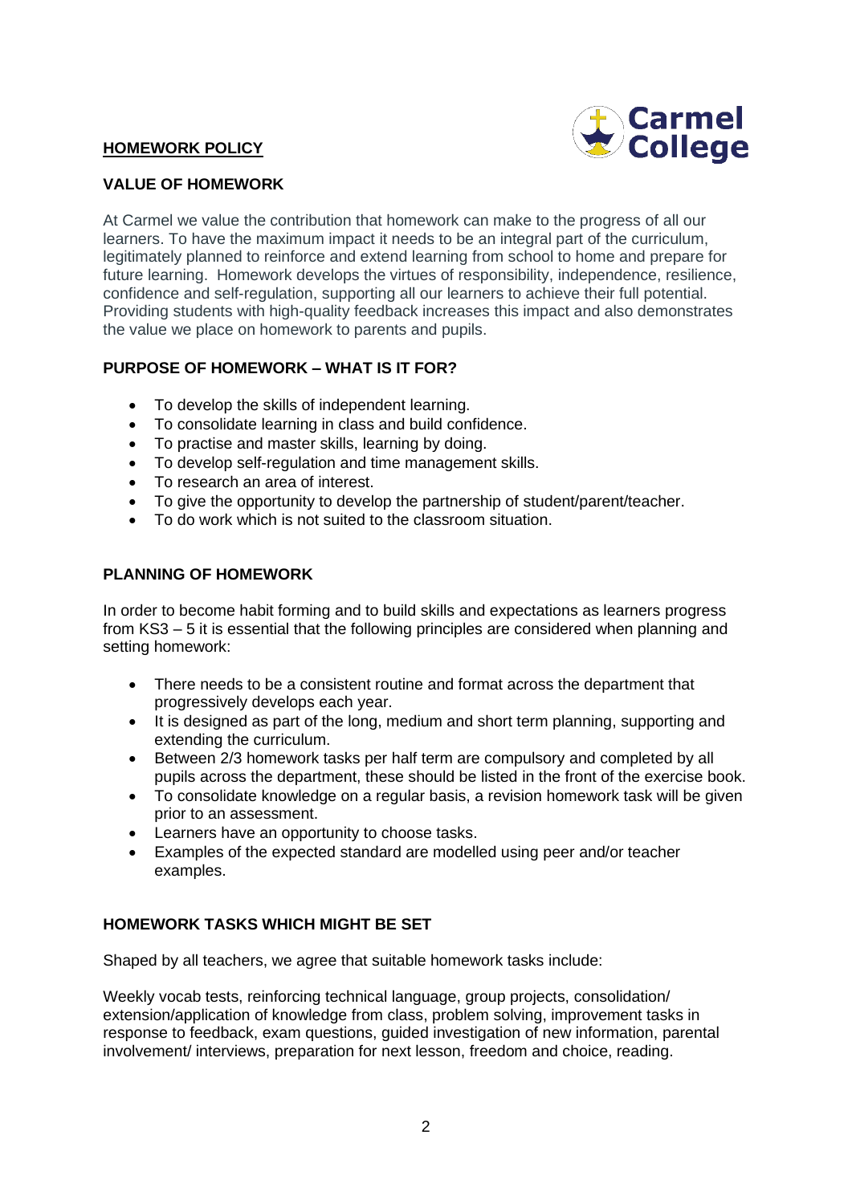# HOMEWORK POLICY

## VALUE OF HOMEWORK

At Carmel we value the contribution that homework can make to the progress of all our learners. To have the maximum impact it needs to be an integral part of the curriculum, legitimately planned to reinforce and extend learning from school to home and prepare for future learning. Homework develops the virtues of responsibility, independence, resilience, confidence and self-regulation, supporting all our learners to achieve their full potential. Providing students with high-quality feedback increases this impact and also demonstrates the value we place on homework to parents and pupils.

## PURPOSE OF HOMEWORK – WHAT IS IT FOR?

- To develop the skills of independent learning.
- To consolidate learning in class and build confidence.
- To practise and master skills, learning by doing.
- To develop self-regulation and time management skills.
- To research an area of interest.
- To give the opportunity to develop the partnership of student/parent/teacher.
- To do work which is not suited to the classroom situation.

## PLANNING OF HOMEWORK

In order to become habit forming and to build skills and expectations as learners progress from KS3 – 5 it is essential that the following principles are considered when planning and setting homework:

- There needs to be a consistent routine and format across the department that progressively develops each year.
- It is designed as part of the long, medium and short term planning, supporting and extending the curriculum.
- Between 2/3 homework tasks per half term are compulsory and completed by all pupils across the department, these should be listed in the front of the exercise book.
- To consolidate knowledge on a regular basis, a revision homework task will be given prior to an assessment.
- Learners have an opportunity to choose tasks.
- Examples of the expected standard are modelled using peer and/or teacher examples.

## HOMEWORK TASKS WHICH MIGHT BE SET

Shaped by all teachers, we agree that suitable homework tasks include:

Weekly vocab tests, reinforcing technical language, group projects, consolidation/ extension/application of knowledge from class, problem solving, improvement tasks in response to feedback, exam questions, guided investigation of new information, parental involvement/ interviews, preparation for next lesson, freedom and choice, reading.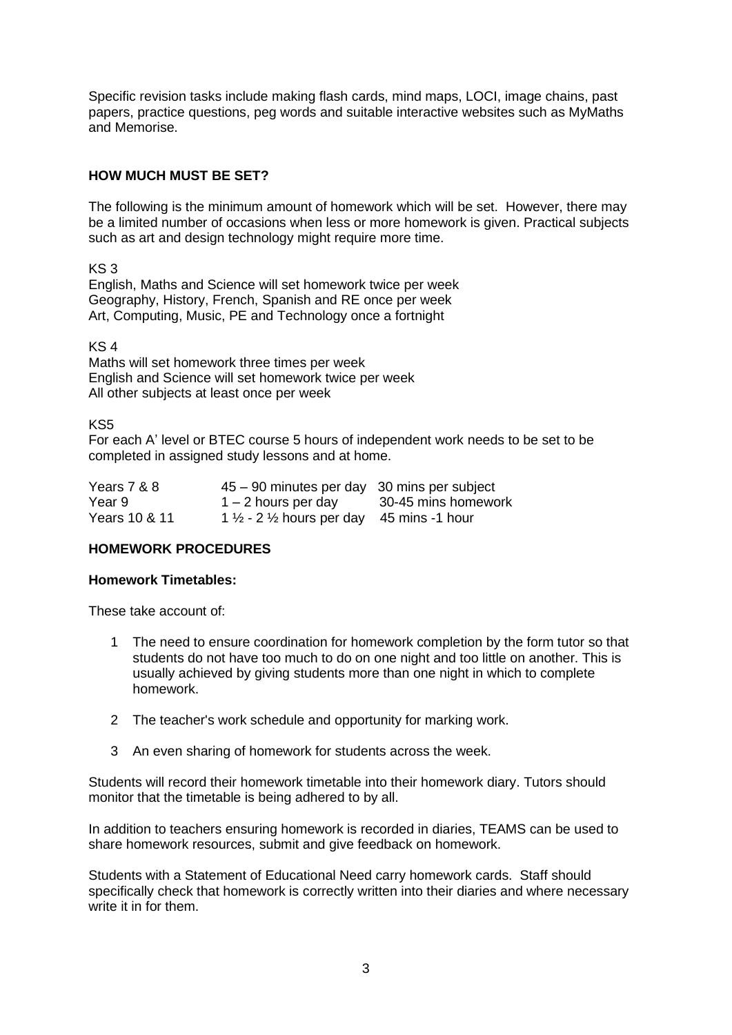Specific revision tasks include making flash cards, mind maps, LOCI, image chains, past papers, practice questions, peg words and suitable interactive websites such as MyMaths and Memorise.

**HOW MUCH MUST BE SET?**

The following is the minimum amount of homework which will be set. However, there may be a limited number of occasions when less or more homework is given. Practical subjects such as art and design technology might require more time.

KS 3
English, Maths and Science will set homework twice per week
Geography, History, French, Spanish and RE once per week
Art, Computing, Music, PE and Technology once a fortnight

KS 4
Maths will set homework three times per week
English and Science will set homework twice per week
All other subjects at least once per week

KS5
For each A' level or BTEC course 5 hours of independent work needs to be set to be completed in assigned study lessons and at home.

| | | |
|---|---|---|
| Years 7 & 8 | 45 – 90 minutes per day | 30 mins per subject |
| Year 9 | 1 – 2 hours per day | 30-45 mins homework |
| Years 10 & 11 | 1 ½ - 2 ½ hours per day | 45 mins -1 hour |

**HOMEWORK PROCEDURES**

**Homework Timetables:**

These take account of:

1. The need to ensure coordination for homework completion by the form tutor so that students do not have too much to do on one night and too little on another. This is usually achieved by giving students more than one night in which to complete homework.

2. The teacher's work schedule and opportunity for marking work.

3. An even sharing of homework for students across the week.

Students will record their homework timetable into their homework diary. Tutors should monitor that the timetable is being adhered to by all.

In addition to teachers ensuring homework is recorded in diaries, TEAMS can be used to share homework resources, submit and give feedback on homework.

Students with a Statement of Educational Need carry homework cards. Staff should specifically check that homework is correctly written into their diaries and where necessary write it in for them.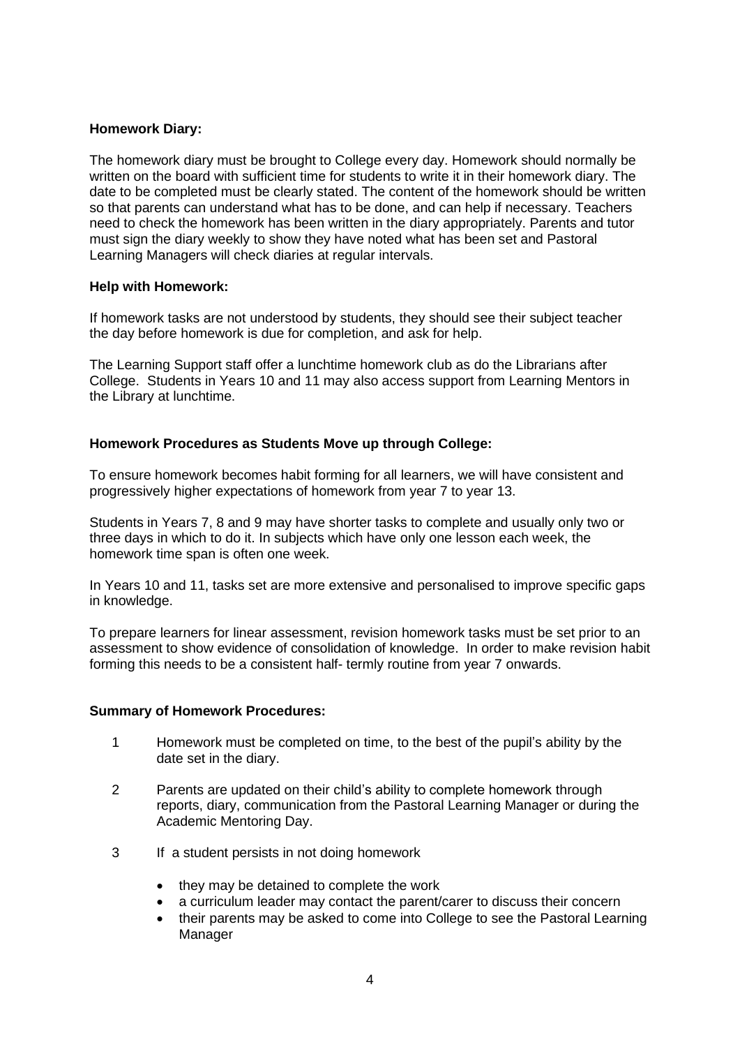**Homework Diary:**

The homework diary must be brought to College every day. Homework should normally be written on the board with sufficient time for students to write it in their homework diary. The date to be completed must be clearly stated. The content of the homework should be written so that parents can understand what has to be done, and can help if necessary. Teachers need to check the homework has been written in the diary appropriately. Parents and tutor must sign the diary weekly to show they have noted what has been set and Pastoral Learning Managers will check diaries at regular intervals.

**Help with Homework:**

If homework tasks are not understood by students, they should see their subject teacher the day before homework is due for completion, and ask for help.

The Learning Support staff offer a lunchtime homework club as do the Librarians after College. Students in Years 10 and 11 may also access support from Learning Mentors in the Library at lunchtime.

**Homework Procedures as Students Move up through College:**

To ensure homework becomes habit forming for all learners, we will have consistent and progressively higher expectations of homework from year 7 to year 13.

Students in Years 7, 8 and 9 may have shorter tasks to complete and usually only two or three days in which to do it. In subjects which have only one lesson each week, the homework time span is often one week.

In Years 10 and 11, tasks set are more extensive and personalised to improve specific gaps in knowledge.

To prepare learners for linear assessment, revision homework tasks must be set prior to an assessment to show evidence of consolidation of knowledge. In order to make revision habit forming this needs to be a consistent half- termly routine from year 7 onwards.

**Summary of Homework Procedures:**

1. Homework must be completed on time, to the best of the pupil's ability by the date set in the diary.
2. Parents are updated on their child's ability to complete homework through reports, diary, communication from the Pastoral Learning Manager or during the Academic Mentoring Day.
3. If a student persists in not doing homework
   - they may be detained to complete the work
   - a curriculum leader may contact the parent/carer to discuss their concern
   - their parents may be asked to come into College to see the Pastoral Learning Manager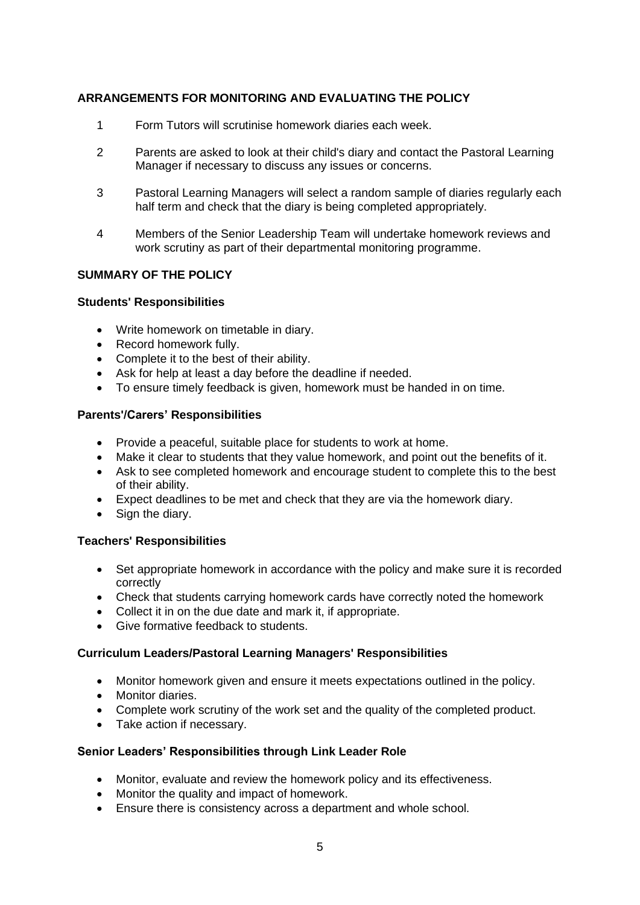## ARRANGEMENTS FOR MONITORING AND EVALUATING THE POLICY

1. Form Tutors will scrutinise homework diaries each week.
2. Parents are asked to look at their child's diary and contact the Pastoral Learning Manager if necessary to discuss any issues or concerns.
3. Pastoral Learning Managers will select a random sample of diaries regularly each half term and check that the diary is being completed appropriately.
4. Members of the Senior Leadership Team will undertake homework reviews and work scrutiny as part of their departmental monitoring programme.

## SUMMARY OF THE POLICY

### Students' Responsibilities

- Write homework on timetable in diary.
- Record homework fully.
- Complete it to the best of their ability.
- Ask for help at least a day before the deadline if needed.
- To ensure timely feedback is given, homework must be handed in on time.

### Parents'/Carers' Responsibilities

- Provide a peaceful, suitable place for students to work at home.
- Make it clear to students that they value homework, and point out the benefits of it.
- Ask to see completed homework and encourage student to complete this to the best of their ability.
- Expect deadlines to be met and check that they are via the homework diary.
- Sign the diary.

### Teachers' Responsibilities

- Set appropriate homework in accordance with the policy and make sure it is recorded correctly
- Check that students carrying homework cards have correctly noted the homework
- Collect it in on the due date and mark it, if appropriate.
- Give formative feedback to students.

### Curriculum Leaders/Pastoral Learning Managers' Responsibilities

- Monitor homework given and ensure it meets expectations outlined in the policy.
- Monitor diaries.
- Complete work scrutiny of the work set and the quality of the completed product.
- Take action if necessary.

### Senior Leaders' Responsibilities through Link Leader Role

- Monitor, evaluate and review the homework policy and its effectiveness.
- Monitor the quality and impact of homework.
- Ensure there is consistency across a department and whole school.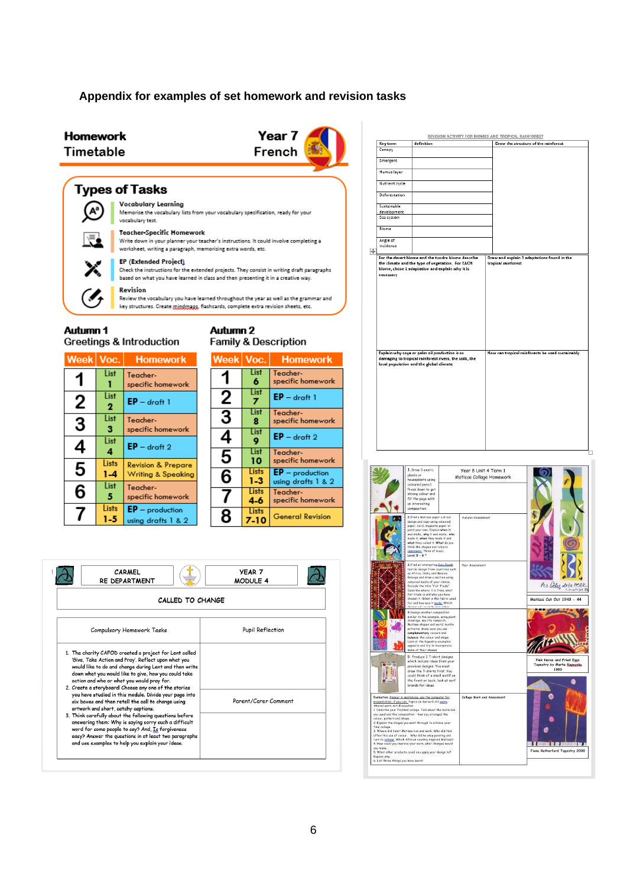## Appendix for examples of set homework and revision tasks

**Homework Timetable** — **Year 7 French**

### Types of Tasks

**Vocabulary Learning**
Memorise the vocabulary lists from your vocabulary specification, ready for your vocabulary test.

**Teacher-Specific Homework**
Write down in your planner your teacher's instructions. It could involve completing a worksheet, writing a paragraph, memorising extra words, etc.

**EP (Extended Project)**
Check the instructions for the extended projects. They consist in writing draft paragraphs based on what you have learned in class and then presenting it in a creative way.

**Revision**
Review the vocabulary you have learned throughout the year as well as the grammar and key structures. Create mindmaps, flashcards, complete extra revision sheets, etc.

**Autumn 1**
Greetings & Introduction

| Week | Voc. | Homework |
|---|---|---|
| 1 | List 1 | Teacher-specific homework |
| 2 | List 2 | EP – draft 1 |
| 3 | List 3 | Teacher-specific homework |
| 4 | List 4 | EP – draft 2 |
| 5 | Lists 1-4 | Revision & Prepare Writing & Speaking |
| 6 | List 5 | Teacher-specific homework |
| 7 | Lists 1-5 | EP – production using drafts 1 & 2 |

**Autumn 2**
Family & Description

| Week | Voc. | Homework |
|---|---|---|
| 1 | List 6 | Teacher-specific homework |
| 2 | List 7 | EP – draft 1 |
| 3 | List 8 | Teacher-specific homework |
| 4 | List 9 | EP – draft 2 |
| 5 | List 10 | Teacher-specific homework |
| 6 | Lists 1-3 | EP – production using drafts 1 & 2 |
| 7 | Lists 4-6 | Teacher-specific homework |
| 8 | Lists 7-10 | General Revision |

REVISION ACTIVITY FOR BIOMES AND TROPICAL RAINFOREST

| Key term | definition | Draw the structure of the rainforest |
|---|---|---|
| Canopy | | |
| Emergent | | |
| Humus layer | | |
| Nutrient cycle | | |
| Deforestation | | |
| Sustainable development | | |
| Eco system | | |
| Biome | | |
| Angle of incidence | | |

| | |
|---|---|
| For the desert biome and the tundra biome describe the climate and the type of vegetation. For EACH biome, chose 1 adaptation and explain why it is necessary | Draw and explain 3 adaptations found in the tropical rainforest |
| Explain why soya or palm oil production is so damaging to tropical rainforest rivers, the soils, the local population and the global climate | How can tropical rainforests be used sustainably |

CARMEL RE DEPARTMENT — YEAR 7 MODULE 4

CALLED TO CHANGE

| Compulsory Homework Tasks | Pupil Reflection |
|---|---|
| 1. The charity CAFOD created a project for Lent called 'Give, Take Action and Pray'. Reflect upon what you would like to do and change during Lent and then write down what you would like to give, how you could take action and who or what you would pray for.<br>2. Create a storyboard! Choose any one of the stories you have studied in this module. Divide your page into six boxes and then retell the call to change using artwork and short, catchy captions.<br>3. Think carefully about the following questions before answering them: Why is saying sorry such a difficult word for some people to say? And, Is forgiveness easy? Answer the questions in at least two paragraphs and use examples to help you explain your ideas. | Parent/Carer Comment |

Year 8 Unit 4 Term 1
Matisse Collage Homework

| | |
|---|---|
| 1. Draw 3 exotic plants or houseplants using coloured pencil. Press down to get strong colour and fill the page with an interesting composition. | |
| 2. Find a Matisse paper cut out design and copy using coloured paper, card, magazine paper or paint your own. Explain when it was made, why it was made, who made it, when they made it and what they called it. What do you think the shapes and colours represent. Think of music. Level 5 – 8 \* | Autumn Assessment |
| 3. Find an interesting Fair Trade textile design from countries such as Africa, India, and Mexico. Enlarge and draw a section using coloured media of your choice. Include the title "Fair Trade". Describe where it is from, what Fair-Trade is and why you have chosen it. What is the fabric used for and how was it made. Which | Peer Assessment |
| 4. Design another composition similar to the example, using paint drawings, sea life research, Matisse shapes and world textile patterns. Make sure you use complementary colours and balance the colour and shape. Look at the tapestry examples opposite and try to incorporate some of their shapes | |
| 5. Produce 2 T-shirt designs which include ideas from your previous designs. You must draw the T-shirts first. You could think of a small motif on the front or back, look at surf brands for ideas. | |
| Evaluation: Answer in sentences, use the computer for presentation, if you can. Topic on Kerboodle/Art Evaluation.<br>1. Describe your finished collage. Talk about the materials you used and the composition – how you arranged the colour, pattern and shape.<br>2. Explain the shapes you went through to achieve your final collage.<br>3. Where did Henri Matisse live and work. Why did this affect his use of colour. Why did he stop painting and turn to collage. Which African country inspired Matisse?<br>4. How could you improve your work, what changes would you make.<br>5. What other products could you apply your design to? Explain why.<br>6. List three things you have learnt. | Collage Mark and Assessment |

Matisse Cut Out 1943 – 44

Pink Horse and Fried Eggs Tapestry by Marta Rogoyska 1980

Fiona Rutherford Tapestry 2000